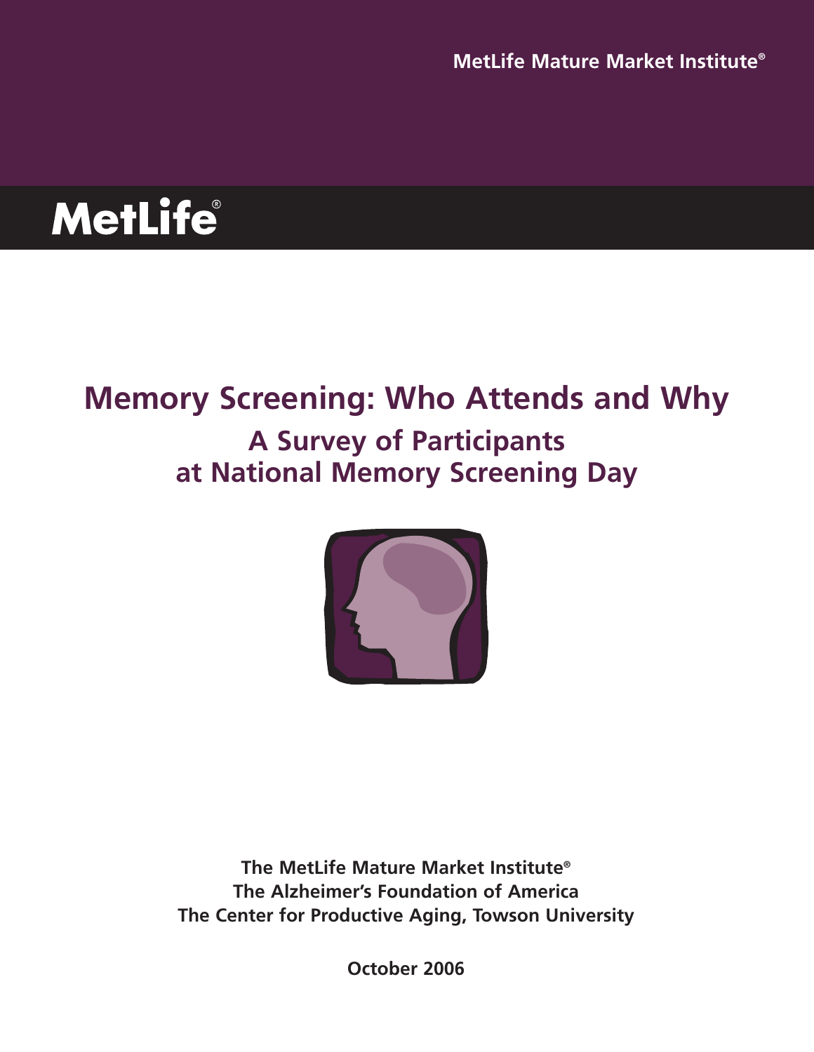MetLife Mature Market Institute®

MetLife®

# Memory Screening: Who Attends and Why

## A Survey of Participants at National Memory Screening Day

**The MetLife Mature Market Institute®**
**The Alzheimer's Foundation of America**
**The Center for Productive Aging, Towson University**

**October 2006**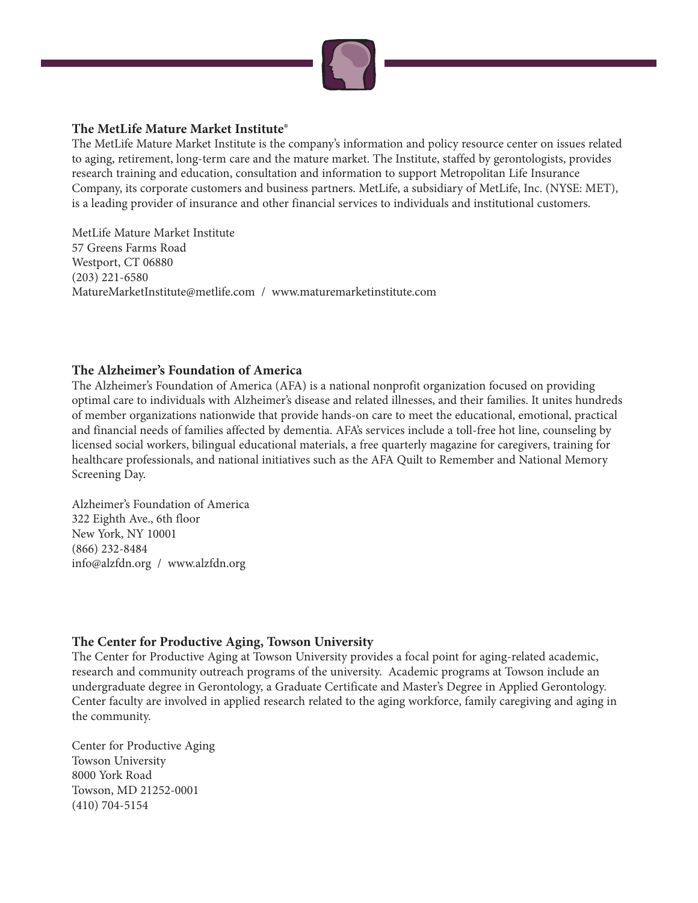**The MetLife Mature Market Institute®**

The MetLife Mature Market Institute is the company's information and policy resource center on issues related to aging, retirement, long-term care and the mature market. The Institute, staffed by gerontologists, provides research training and education, consultation and information to support Metropolitan Life Insurance Company, its corporate customers and business partners. MetLife, a subsidiary of MetLife, Inc. (NYSE: MET), is a leading provider of insurance and other financial services to individuals and institutional customers.

MetLife Mature Market Institute
57 Greens Farms Road
Westport, CT 06880
(203) 221-6580
MatureMarketInstitute@metlife.com / www.maturemarketinstitute.com

**The Alzheimer's Foundation of America**

The Alzheimer's Foundation of America (AFA) is a national nonprofit organization focused on providing optimal care to individuals with Alzheimer's disease and related illnesses, and their families. It unites hundreds of member organizations nationwide that provide hands-on care to meet the educational, emotional, practical and financial needs of families affected by dementia. AFA's services include a toll-free hot line, counseling by licensed social workers, bilingual educational materials, a free quarterly magazine for caregivers, training for healthcare professionals, and national initiatives such as the AFA Quilt to Remember and National Memory Screening Day.

Alzheimer's Foundation of America
322 Eighth Ave., 6th floor
New York, NY 10001
(866) 232-8484
info@alzfdn.org / www.alzfdn.org

**The Center for Productive Aging, Towson University**

The Center for Productive Aging at Towson University provides a focal point for aging-related academic, research and community outreach programs of the university. Academic programs at Towson include an undergraduate degree in Gerontology, a Graduate Certificate and Master's Degree in Applied Gerontology. Center faculty are involved in applied research related to the aging workforce, family caregiving and aging in the community.

Center for Productive Aging
Towson University
8000 York Road
Towson, MD 21252-0001
(410) 704-5154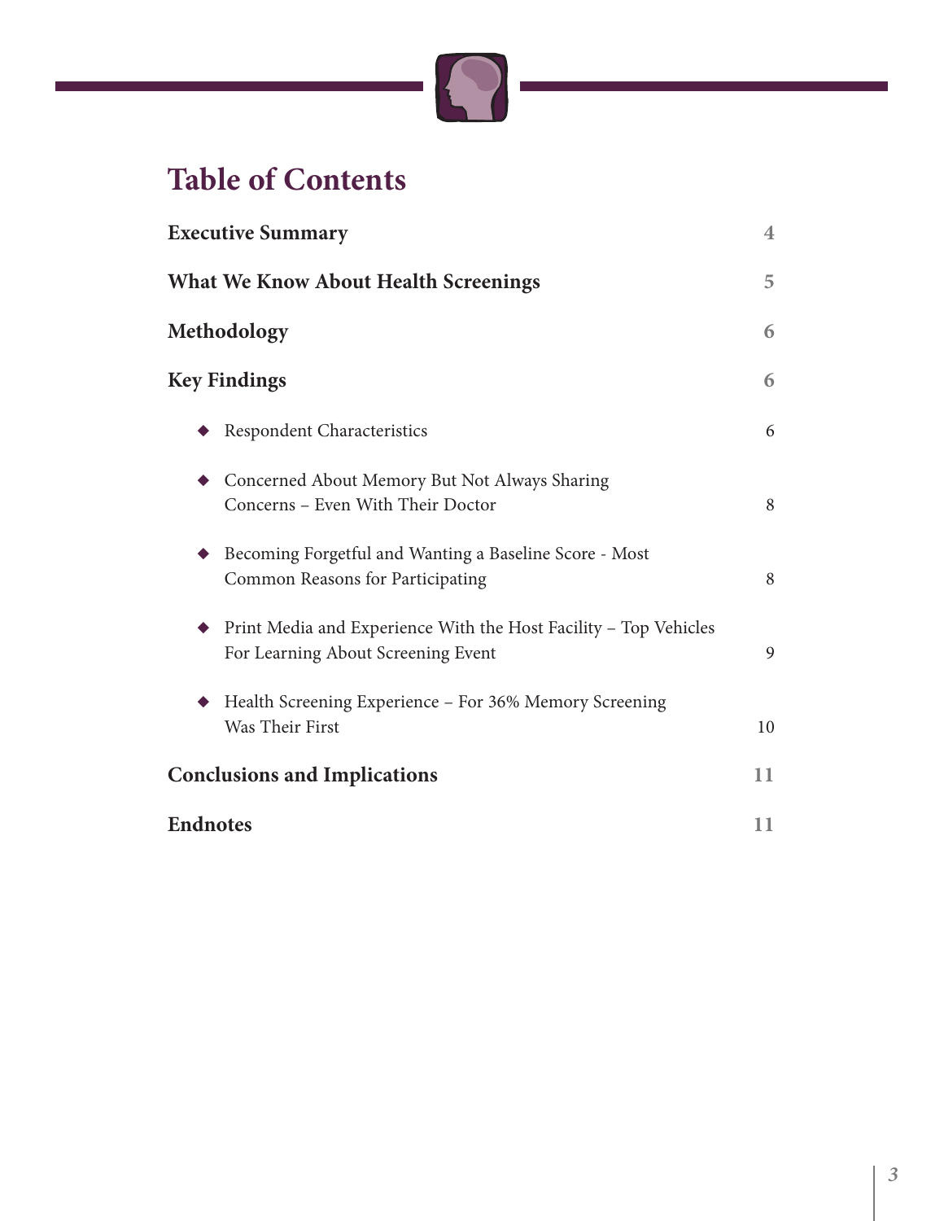# Table of Contents

| | |
|---|---|
| **Executive Summary** | 4 |
| **What We Know About Health Screenings** | 5 |
| **Methodology** | 6 |
| **Key Findings** | 6 |
| ◆ Respondent Characteristics | 6 |
| ◆ Concerned About Memory But Not Always Sharing Concerns – Even With Their Doctor | 8 |
| ◆ Becoming Forgetful and Wanting a Baseline Score - Most Common Reasons for Participating | 8 |
| ◆ Print Media and Experience With the Host Facility – Top Vehicles For Learning About Screening Event | 9 |
| ◆ Health Screening Experience – For 36% Memory Screening Was Their First | 10 |
| **Conclusions and Implications** | 11 |
| **Endnotes** | 11 |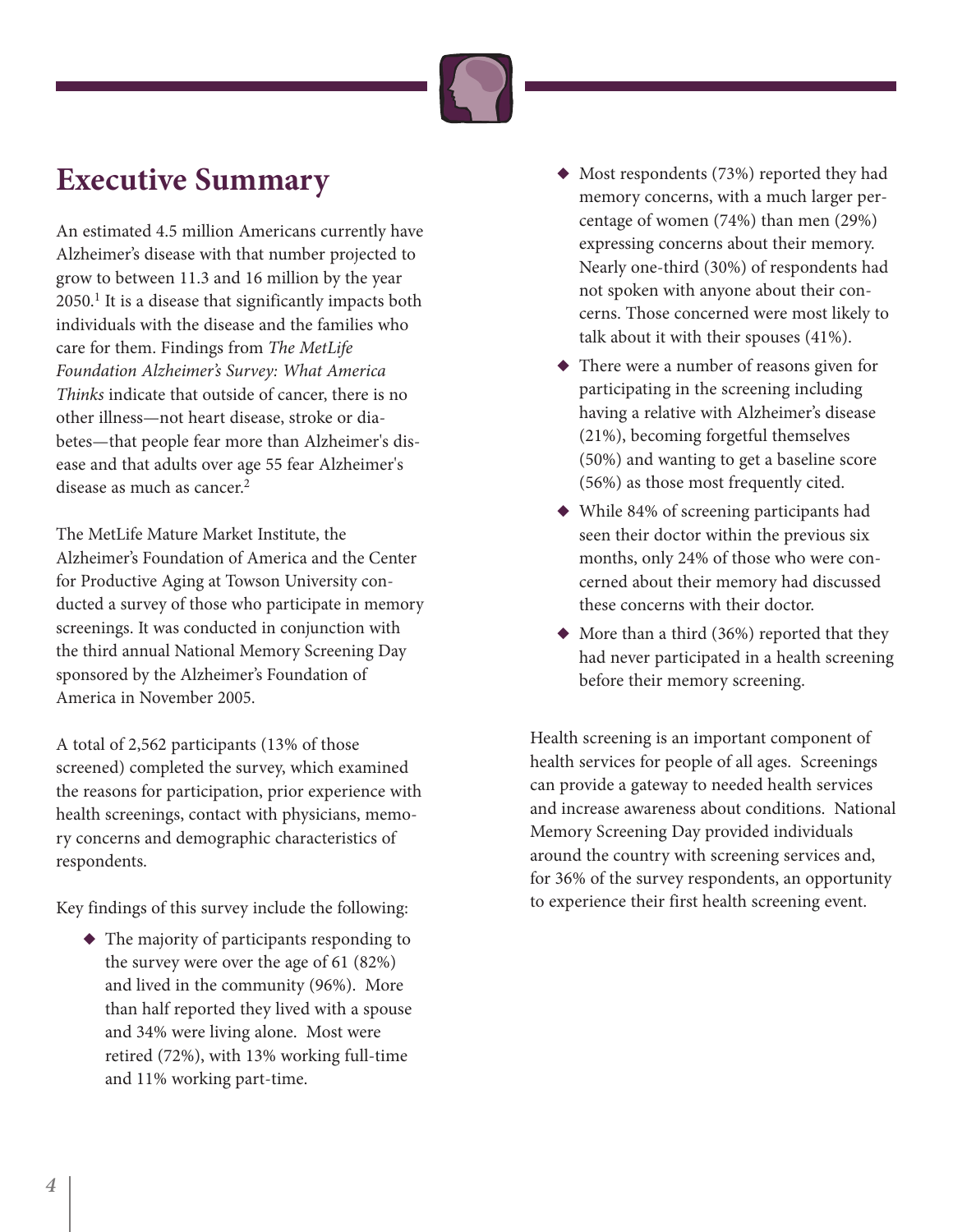# Executive Summary

An estimated 4.5 million Americans currently have Alzheimer's disease with that number projected to grow to between 11.3 and 16 million by the year 2050.[1] It is a disease that significantly impacts both individuals with the disease and the families who care for them. Findings from *The MetLife Foundation Alzheimer's Survey: What America Thinks* indicate that outside of cancer, there is no other illness—not heart disease, stroke or diabetes—that people fear more than Alzheimer's disease and that adults over age 55 fear Alzheimer's disease as much as cancer.[2]

The MetLife Mature Market Institute, the Alzheimer's Foundation of America and the Center for Productive Aging at Towson University conducted a survey of those who participate in memory screenings. It was conducted in conjunction with the third annual National Memory Screening Day sponsored by the Alzheimer's Foundation of America in November 2005.

A total of 2,562 participants (13% of those screened) completed the survey, which examined the reasons for participation, prior experience with health screenings, contact with physicians, memory concerns and demographic characteristics of respondents.

Key findings of this survey include the following:

- The majority of participants responding to the survey were over the age of 61 (82%) and lived in the community (96%). More than half reported they lived with a spouse and 34% were living alone. Most were retired (72%), with 13% working full-time and 11% working part-time.
- Most respondents (73%) reported they had memory concerns, with a much larger percentage of women (74%) than men (29%) expressing concerns about their memory. Nearly one-third (30%) of respondents had not spoken with anyone about their concerns. Those concerned were most likely to talk about it with their spouses (41%).
- There were a number of reasons given for participating in the screening including having a relative with Alzheimer's disease (21%), becoming forgetful themselves (50%) and wanting to get a baseline score (56%) as those most frequently cited.
- While 84% of screening participants had seen their doctor within the previous six months, only 24% of those who were concerned about their memory had discussed these concerns with their doctor.
- More than a third (36%) reported that they had never participated in a health screening before their memory screening.

Health screening is an important component of health services for people of all ages. Screenings can provide a gateway to needed health services and increase awareness about conditions. National Memory Screening Day provided individuals around the country with screening services and, for 36% of the survey respondents, an opportunity to experience their first health screening event.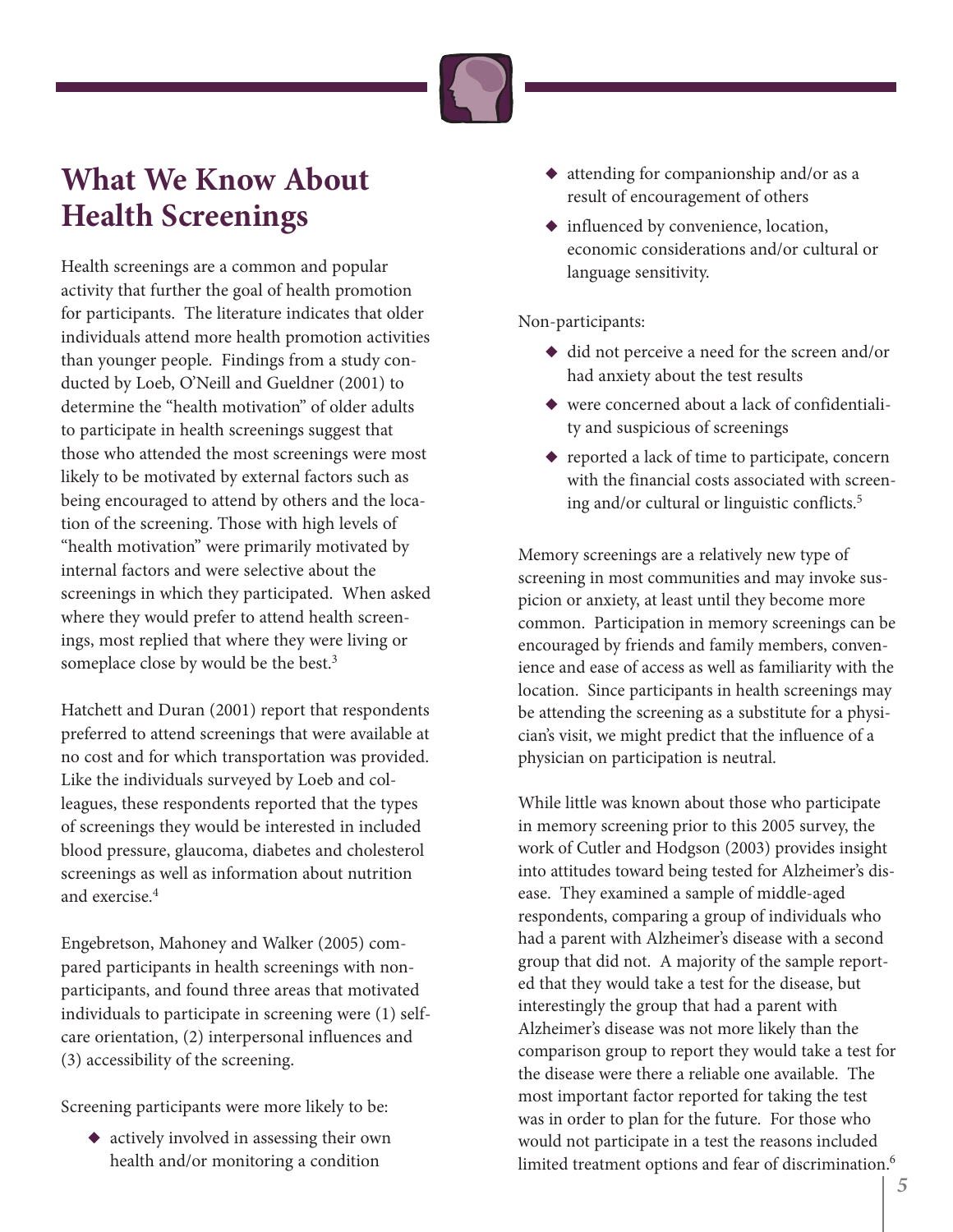## What We Know About Health Screenings

Health screenings are a common and popular activity that further the goal of health promotion for participants. The literature indicates that older individuals attend more health promotion activities than younger people. Findings from a study conducted by Loeb, O'Neill and Gueldner (2001) to determine the "health motivation" of older adults to participate in health screenings suggest that those who attended the most screenings were most likely to be motivated by external factors such as being encouraged to attend by others and the location of the screening. Those with high levels of "health motivation" were primarily motivated by internal factors and were selective about the screenings in which they participated. When asked where they would prefer to attend health screenings, most replied that where they were living or someplace close by would be the best.[3]

Hatchett and Duran (2001) report that respondents preferred to attend screenings that were available at no cost and for which transportation was provided. Like the individuals surveyed by Loeb and colleagues, these respondents reported that the types of screenings they would be interested in included blood pressure, glaucoma, diabetes and cholesterol screenings as well as information about nutrition and exercise.[4]

Engebretson, Mahoney and Walker (2005) compared participants in health screenings with non-participants, and found three areas that motivated individuals to participate in screening were (1) self-care orientation, (2) interpersonal influences and (3) accessibility of the screening.

Screening participants were more likely to be:

- actively involved in assessing their own health and/or monitoring a condition
- attending for companionship and/or as a result of encouragement of others
- influenced by convenience, location, economic considerations and/or cultural or language sensitivity.

Non-participants:

- did not perceive a need for the screen and/or had anxiety about the test results
- were concerned about a lack of confidentiality and suspicious of screenings
- reported a lack of time to participate, concern with the financial costs associated with screening and/or cultural or linguistic conflicts.[5]

Memory screenings are a relatively new type of screening in most communities and may invoke suspicion or anxiety, at least until they become more common. Participation in memory screenings can be encouraged by friends and family members, convenience and ease of access as well as familiarity with the location. Since participants in health screenings may be attending the screening as a substitute for a physician's visit, we might predict that the influence of a physician on participation is neutral.

While little was known about those who participate in memory screening prior to this 2005 survey, the work of Cutler and Hodgson (2003) provides insight into attitudes toward being tested for Alzheimer's disease. They examined a sample of middle-aged respondents, comparing a group of individuals who had a parent with Alzheimer's disease with a second group that did not. A majority of the sample reported that they would take a test for the disease, but interestingly the group that had a parent with Alzheimer's disease was not more likely than the comparison group to report they would take a test for the disease were there a reliable one available. The most important factor reported for taking the test was in order to plan for the future. For those who would not participate in a test the reasons included limited treatment options and fear of discrimination.[6]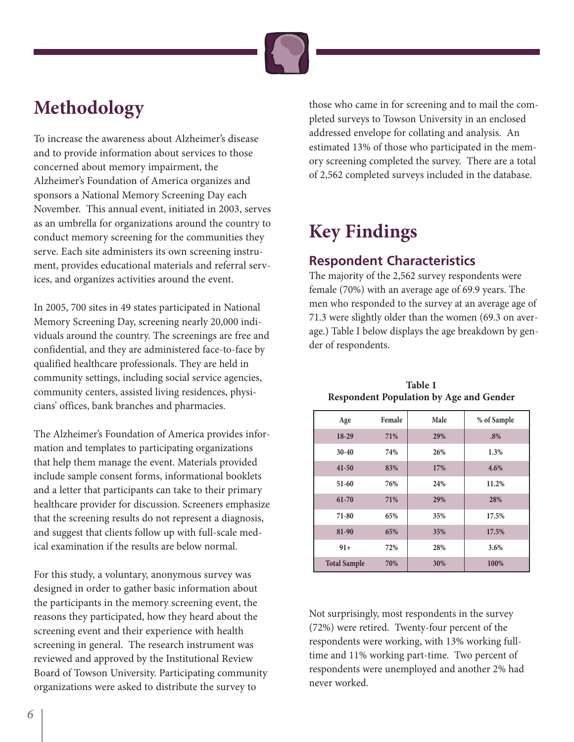# Methodology

To increase the awareness about Alzheimer's disease and to provide information about services to those concerned about memory impairment, the Alzheimer's Foundation of America organizes and sponsors a National Memory Screening Day each November. This annual event, initiated in 2003, serves as an umbrella for organizations around the country to conduct memory screening for the communities they serve. Each site administers its own screening instrument, provides educational materials and referral services, and organizes activities around the event.

In 2005, 700 sites in 49 states participated in National Memory Screening Day, screening nearly 20,000 individuals around the country. The screenings are free and confidential, and they are administered face-to-face by qualified healthcare professionals. They are held in community settings, including social service agencies, community centers, assisted living residences, physicians' offices, bank branches and pharmacies.

The Alzheimer's Foundation of America provides information and templates to participating organizations that help them manage the event. Materials provided include sample consent forms, informational booklets and a letter that participants can take to their primary healthcare provider for discussion. Screeners emphasize that the screening results do not represent a diagnosis, and suggest that clients follow up with full-scale medical examination if the results are below normal.

For this study, a voluntary, anonymous survey was designed in order to gather basic information about the participants in the memory screening event, the reasons they participated, how they heard about the screening event and their experience with health screening in general. The research instrument was reviewed and approved by the Institutional Review Board of Towson University. Participating community organizations were asked to distribute the survey to those who came in for screening and to mail the completed surveys to Towson University in an enclosed addressed envelope for collating and analysis. An estimated 13% of those who participated in the memory screening completed the survey. There are a total of 2,562 completed surveys included in the database.

# Key Findings

## Respondent Characteristics

The majority of the 2,562 survey respondents were female (70%) with an average age of 69.9 years. The men who responded to the survey at an average age of 71.3 were slightly older than the women (69.3 on average.) Table I below displays the age breakdown by gender of respondents.

**Table 1**
**Respondent Population by Age and Gender**

| Age | Female | Male | % of Sample |
|---|---|---|---|
| 18-29 | 71% | 29% | .8% |
| 30-40 | 74% | 26% | 1.3% |
| 41-50 | 83% | 17% | 4.6% |
| 51-60 | 76% | 24% | 11.2% |
| 61-70 | 71% | 29% | 28% |
| 71-80 | 65% | 35% | 17.5% |
| 81-90 | 65% | 35% | 17.5% |
| 91+ | 72% | 28% | 3.6% |
| Total Sample | 70% | 30% | 100% |

Not surprisingly, most respondents in the survey (72%) were retired. Twenty-four percent of the respondents were working, with 13% working full-time and 11% working part-time. Two percent of respondents were unemployed and another 2% had never worked.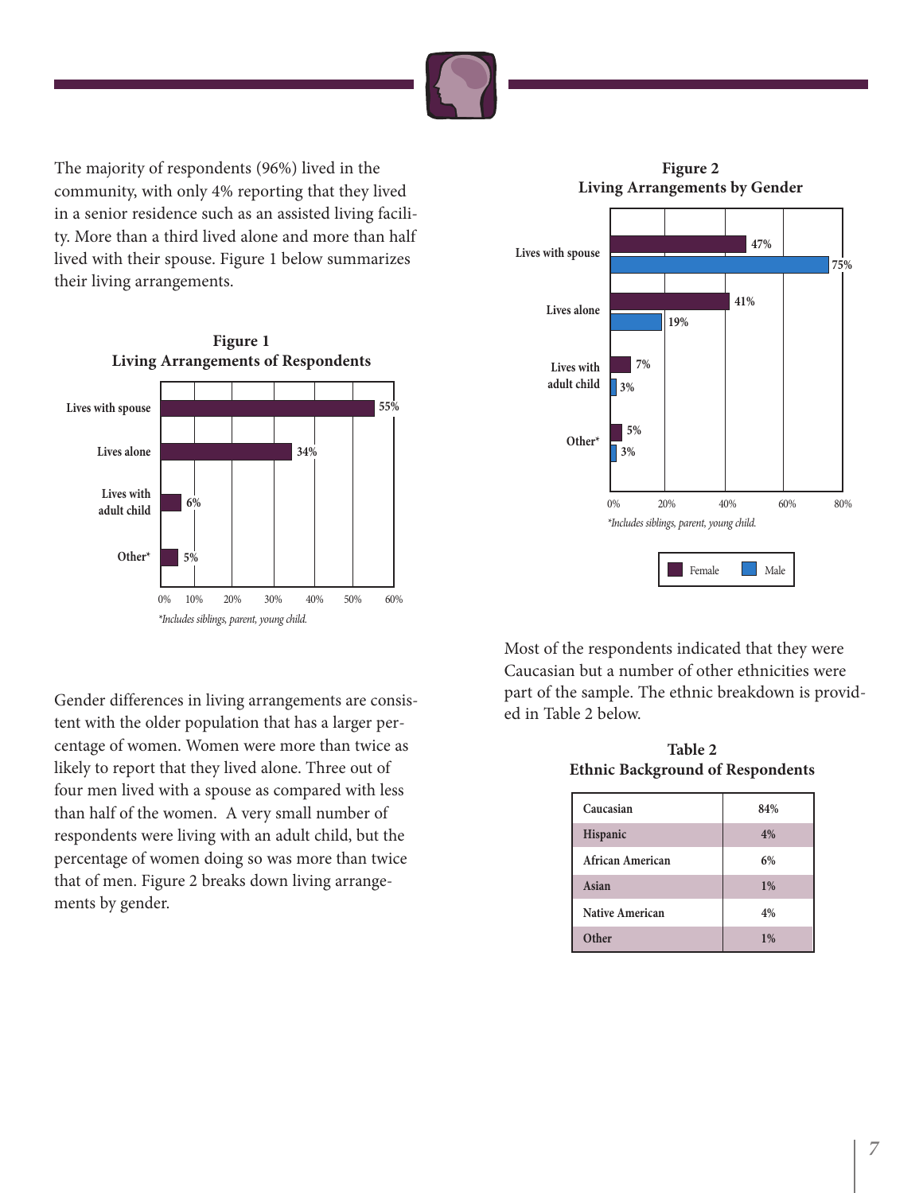The majority of respondents (96%) lived in the community, with only 4% reporting that they lived in a senior residence such as an assisted living facility. More than a third lived alone and more than half lived with their spouse. Figure 1 below summarizes their living arrangements.

**Figure 1**
**Living Arrangements of Respondents**

| Living arrangement | Percent |
|---|---|
| Lives with spouse | 55% |
| Lives alone | 34% |
| Lives with adult child | 6% |
| Other* | 5% |

*Includes siblings, parent, young child.*

Gender differences in living arrangements are consistent with the older population that has a larger percentage of women. Women were more than twice as likely to report that they lived alone. Three out of four men lived with a spouse as compared with less than half of the women. A very small number of respondents were living with an adult child, but the percentage of women doing so was more than twice that of men. Figure 2 breaks down living arrangements by gender.

**Figure 2**
**Living Arrangements by Gender**

| Living arrangement | Female | Male |
|---|---|---|
| Lives with spouse | 47% | 75% |
| Lives alone | 41% | 19% |
| Lives with adult child | 7% | 3% |
| Other* | 5% | 3% |

*Includes siblings, parent, young child.*

Most of the respondents indicated that they were Caucasian but a number of other ethnicities were part of the sample. The ethnic breakdown is provided in Table 2 below.

**Table 2**
**Ethnic Background of Respondents**

| Ethnicity | Percent |
|---|---|
| Caucasian | 84% |
| Hispanic | 4% |
| African American | 6% |
| Asian | 1% |
| Native American | 4% |
| Other | 1% |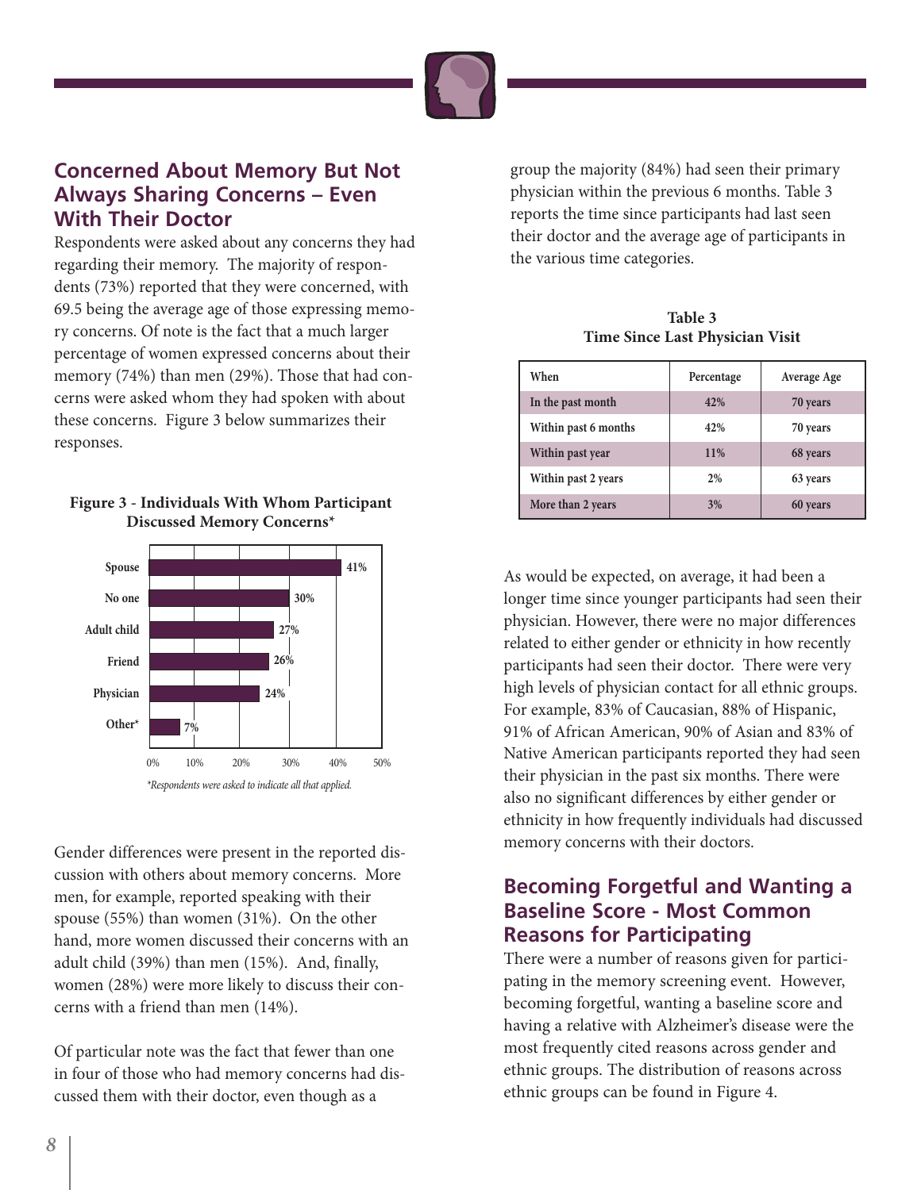## Concerned About Memory But Not Always Sharing Concerns – Even With Their Doctor

Respondents were asked about any concerns they had regarding their memory. The majority of respondents (73%) reported that they were concerned, with 69.5 being the average age of those expressing memory concerns. Of note is the fact that a much larger percentage of women expressed concerns about their memory (74%) than men (29%). Those that had concerns were asked whom they had spoken with about these concerns. Figure 3 below summarizes their responses.

**Figure 3 - Individuals With Whom Participant Discussed Memory Concerns***

| Individual | Percentage |
| --- | --- |
| Spouse | 41% |
| No one | 30% |
| Adult child | 27% |
| Friend | 26% |
| Physician | 24% |
| Other* | 7% |

*\*Respondents were asked to indicate all that applied.*

Gender differences were present in the reported discussion with others about memory concerns. More men, for example, reported speaking with their spouse (55%) than women (31%). On the other hand, more women discussed their concerns with an adult child (39%) than men (15%). And, finally, women (28%) were more likely to discuss their concerns with a friend than men (14%).

Of particular note was the fact that fewer than one in four of those who had memory concerns had discussed them with their doctor, even though as a group the majority (84%) had seen their primary physician within the previous 6 months. Table 3 reports the time since participants had last seen their doctor and the average age of participants in the various time categories.

**Table 3**
**Time Since Last Physician Visit**

| When | Percentage | Average Age |
| --- | --- | --- |
| In the past month | 42% | 70 years |
| Within past 6 months | 42% | 70 years |
| Within past year | 11% | 68 years |
| Within past 2 years | 2% | 63 years |
| More than 2 years | 3% | 60 years |

As would be expected, on average, it had been a longer time since younger participants had seen their physician. However, there were no major differences related to either gender or ethnicity in how recently participants had seen their doctor. There were very high levels of physician contact for all ethnic groups. For example, 83% of Caucasian, 88% of Hispanic, 91% of African American, 90% of Asian and 83% of Native American participants reported they had seen their physician in the past six months. There were also no significant differences by either gender or ethnicity in how frequently individuals had discussed memory concerns with their doctors.

## Becoming Forgetful and Wanting a Baseline Score - Most Common Reasons for Participating

There were a number of reasons given for participating in the memory screening event. However, becoming forgetful, wanting a baseline score and having a relative with Alzheimer's disease were the most frequently cited reasons across gender and ethnic groups. The distribution of reasons across ethnic groups can be found in Figure 4.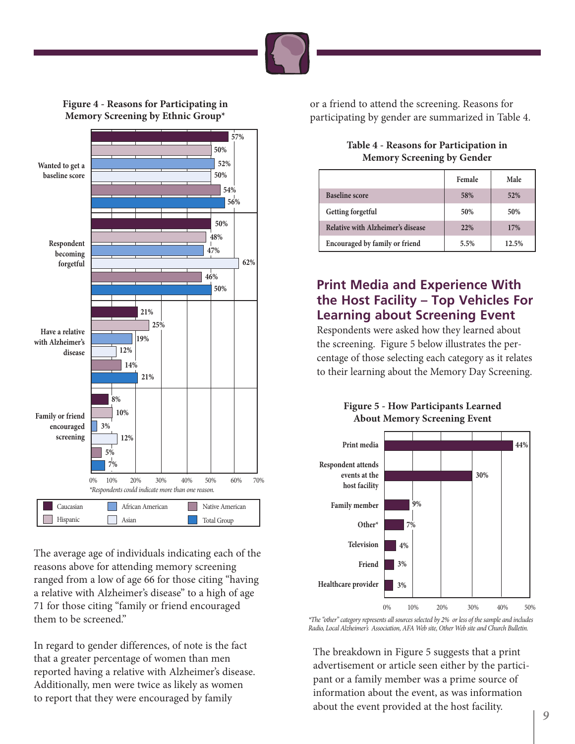**Figure 4 - Reasons for Participating in Memory Screening by Ethnic Group***

| Reason | Caucasian | Hispanic | African American | Asian | Native American | Total Group |
|---|---|---|---|---|---|---|
| Wanted to get a baseline score | 57% | 50% | 52% | 50% | 54% | 56% |
| Respondent becoming forgetful | 50% | 48% | 47% | 62% | 46% | 50% |
| Have a relative with Alzheimer's disease | 21% | 25% | 19% | 12% | 14% | 21% |
| Family or friend encouraged screening | 8% | 10% | 3% | 12% | 5% | 7% |

*Respondents could indicate more than one reason.

The average age of individuals indicating each of the reasons above for attending memory screening ranged from a low of age 66 for those citing "having a relative with Alzheimer's disease" to a high of age 71 for those citing "family or friend encouraged them to be screened."

In regard to gender differences, of note is the fact that a greater percentage of women than men reported having a relative with Alzheimer's disease. Additionally, men were twice as likely as women to report that they were encouraged by family or a friend to attend the screening. Reasons for participating by gender are summarized in Table 4.

**Table 4 - Reasons for Participation in Memory Screening by Gender**

| | Female | Male |
|---|---|---|
| Baseline score | 58% | 52% |
| Getting forgetful | 50% | 50% |
| Relative with Alzheimer's disease | 22% | 17% |
| Encouraged by family or friend | 5.5% | 12.5% |

## Print Media and Experience With the Host Facility – Top Vehicles For Learning about Screening Event

Respondents were asked how they learned about the screening. Figure 5 below illustrates the percentage of those selecting each category as it relates to their learning about the Memory Day Screening.

**Figure 5 - How Participants Learned About Memory Screening Event**

| Source | Percentage |
|---|---|
| Print media | 44% |
| Respondent attends events at the host facility | 30% |
| Family member | 9% |
| Other* | 7% |
| Television | 4% |
| Friend | 3% |
| Healthcare provider | 3% |

*The "other" category represents all sources selected by 2% or less of the sample and includes Radio, Local Alzheimer's Association, AFA Web site, Other Web site and Church Bulletin.*

The breakdown in Figure 5 suggests that a print advertisement or article seen either by the participant or a family member was a prime source of information about the event, as was information about the event provided at the host facility.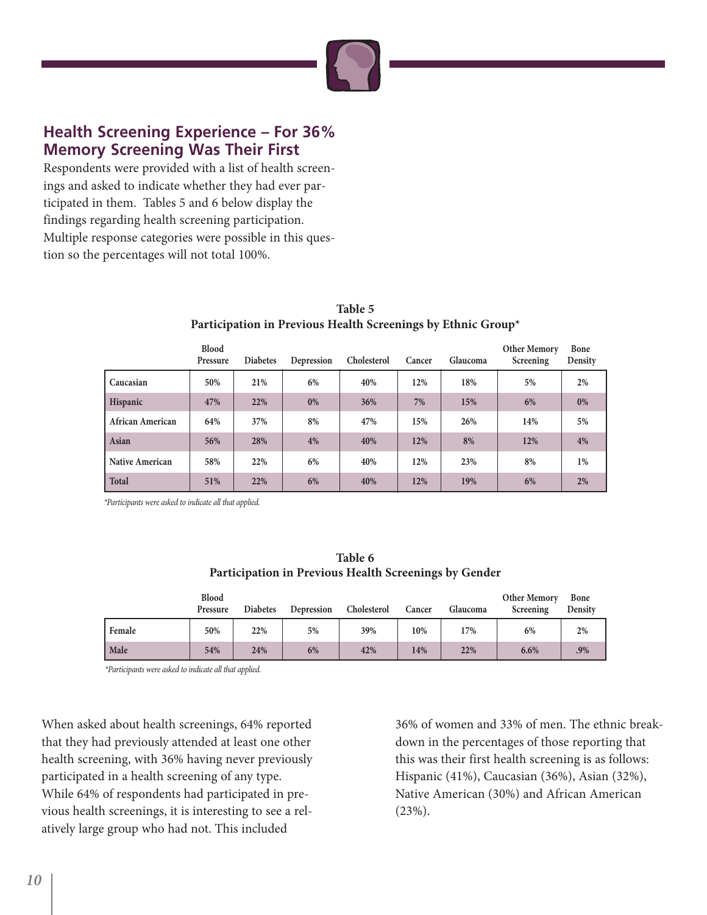## Health Screening Experience – For 36% Memory Screening Was Their First

Respondents were provided with a list of health screenings and asked to indicate whether they had ever participated in them. Tables 5 and 6 below display the findings regarding health screening participation. Multiple response categories were possible in this question so the percentages will not total 100%.

**Table 5**
**Participation in Previous Health Screenings by Ethnic Group***

| | Blood Pressure | Diabetes | Depression | Cholesterol | Cancer | Glaucoma | Other Memory Screening | Bone Density |
|---|---|---|---|---|---|---|---|---|
| Caucasian | 50% | 21% | 6% | 40% | 12% | 18% | 5% | 2% |
| Hispanic | 47% | 22% | 0% | 36% | 7% | 15% | 6% | 0% |
| African American | 64% | 37% | 8% | 47% | 15% | 26% | 14% | 5% |
| Asian | 56% | 28% | 4% | 40% | 12% | 8% | 12% | 4% |
| Native American | 58% | 22% | 6% | 40% | 12% | 23% | 8% | 1% |
| Total | 51% | 22% | 6% | 40% | 12% | 19% | 6% | 2% |

*Participants were asked to indicate all that applied.*

**Table 6**
**Participation in Previous Health Screenings by Gender**

| | Blood Pressure | Diabetes | Depression | Cholesterol | Cancer | Glaucoma | Other Memory Screening | Bone Density |
|---|---|---|---|---|---|---|---|---|
| Female | 50% | 22% | 5% | 39% | 10% | 17% | 6% | 2% |
| Male | 54% | 24% | 6% | 42% | 14% | 22% | 6.6% | .9% |

*Participants were asked to indicate all that applied.*

When asked about health screenings, 64% reported that they had previously attended at least one other health screening, with 36% having never previously participated in a health screening of any type. While 64% of respondents had participated in previous health screenings, it is interesting to see a relatively large group who had not. This included 36% of women and 33% of men. The ethnic breakdown in the percentages of those reporting that this was their first health screening is as follows: Hispanic (41%), Caucasian (36%), Asian (32%), Native American (30%) and African American (23%).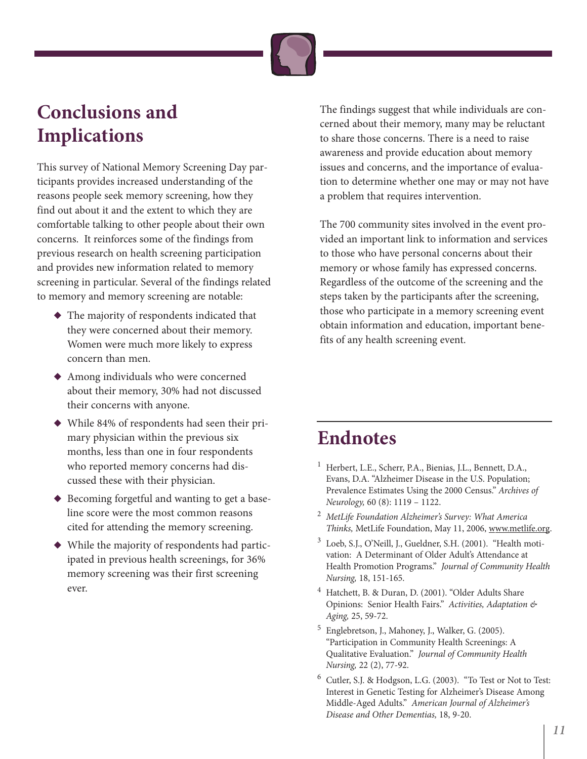## Conclusions and Implications

This survey of National Memory Screening Day participants provides increased understanding of the reasons people seek memory screening, how they find out about it and the extent to which they are comfortable talking to other people about their own concerns. It reinforces some of the findings from previous research on health screening participation and provides new information related to memory screening in particular. Several of the findings related to memory and memory screening are notable:

- The majority of respondents indicated that they were concerned about their memory. Women were much more likely to express concern than men.
- Among individuals who were concerned about their memory, 30% had not discussed their concerns with anyone.
- While 84% of respondents had seen their primary physician within the previous six months, less than one in four respondents who reported memory concerns had discussed these with their physician.
- Becoming forgetful and wanting to get a baseline score were the most common reasons cited for attending the memory screening.
- While the majority of respondents had participated in previous health screenings, for 36% memory screening was their first screening ever.

The findings suggest that while individuals are concerned about their memory, many may be reluctant to share those concerns. There is a need to raise awareness and provide education about memory issues and concerns, and the importance of evaluation to determine whether one may or may not have a problem that requires intervention.

The 700 community sites involved in the event provided an important link to information and services to those who have personal concerns about their memory or whose family has expressed concerns. Regardless of the outcome of the screening and the steps taken by the participants after the screening, those who participate in a memory screening event obtain information and education, important benefits of any health screening event.

## Endnotes

1. Herbert, L.E., Scherr, P.A., Bienias, J.L., Bennett, D.A., Evans, D.A. "Alzheimer Disease in the U.S. Population; Prevalence Estimates Using the 2000 Census." *Archives of Neurology,* 60 (8): 1119 – 1122.
2. *MetLife Foundation Alzheimer's Survey: What America Thinks,* MetLife Foundation, May 11, 2006, www.metlife.org.
3. Loeb, S.J., O'Neill, J., Gueldner, S.H. (2001). "Health motivation: A Determinant of Older Adult's Attendance at Health Promotion Programs." *Journal of Community Health Nursing,* 18, 151-165.
4. Hatchett, B. & Duran, D. (2001). "Older Adults Share Opinions: Senior Health Fairs." *Activities, Adaptation & Aging,* 25, 59-72.
5. Englebretson, J., Mahoney, J., Walker, G. (2005). "Participation in Community Health Screenings: A Qualitative Evaluation." *Journal of Community Health Nursing,* 22 (2), 77-92.
6. Cutler, S.J. & Hodgson, L.G. (2003). "To Test or Not to Test: Interest in Genetic Testing for Alzheimer's Disease Among Middle-Aged Adults." *American Journal of Alzheimer's Disease and Other Dementias,* 18, 9-20.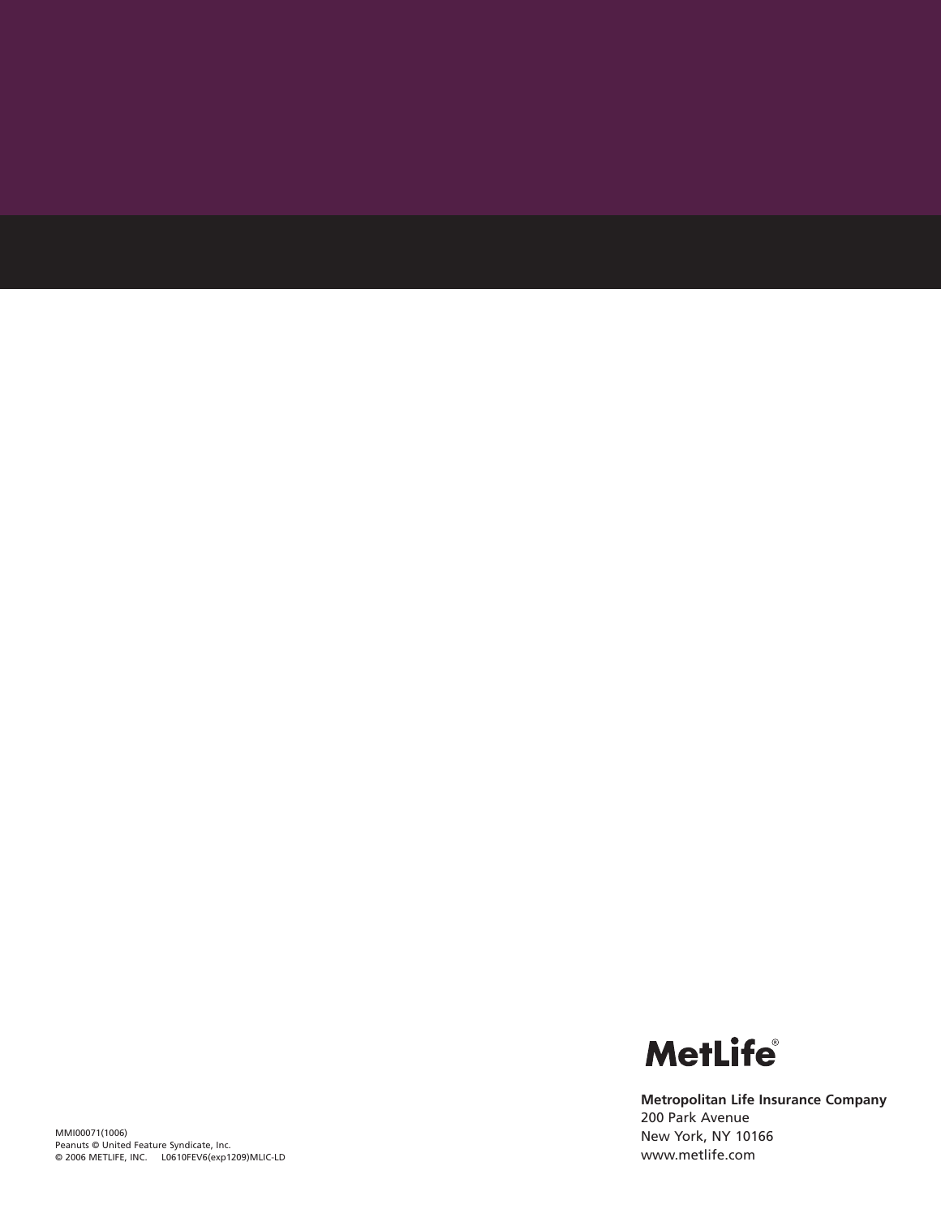MetLife®

**Metropolitan Life Insurance Company**
200 Park Avenue
New York, NY 10166
www.metlife.com

MMI00071(1006)
Peanuts © United Feature Syndicate, Inc.
© 2006 METLIFE, INC. L0610FEV6(exp1209)MLIC-LD